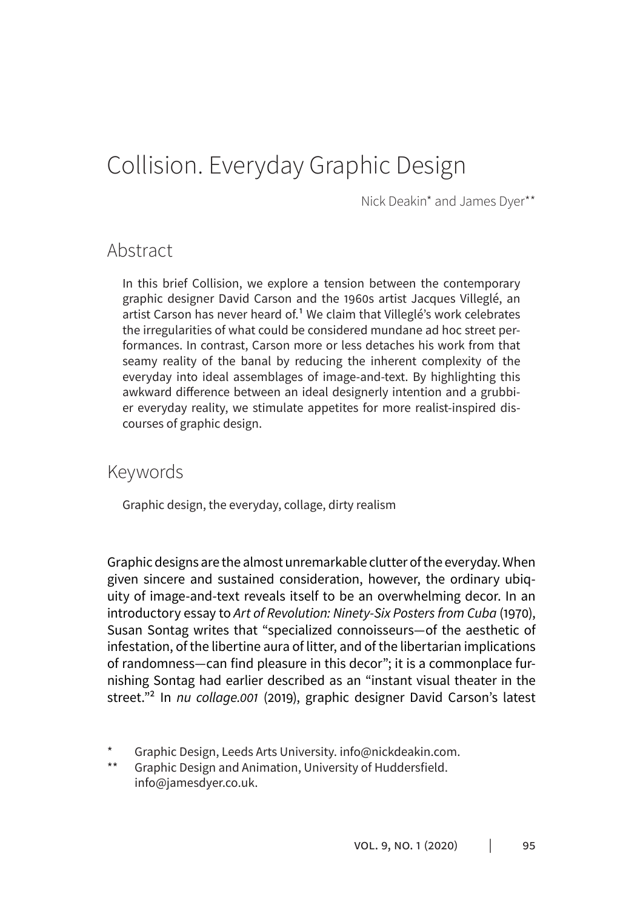# Collision. Everyday Graphic Design

Nick Deakin* and James Dyer**

## Abstract

In this brief Collision, we explore a tension between the contemporary graphic designer David Carson and the 1960s artist Jacques Villeglé, an artist Carson has never heard of.[1] We claim that Villeglé's work celebrates the irregularities of what could be considered mundane ad hoc street performances. In contrast, Carson more or less detaches his work from that seamy reality of the banal by reducing the inherent complexity of the everyday into ideal assemblages of image-and-text. By highlighting this awkward difference between an ideal designerly intention and a grubbier everyday reality, we stimulate appetites for more realist-inspired discourses of graphic design.

## Keywords

Graphic design, the everyday, collage, dirty realism

Graphic designs are the almost unremarkable clutter of the everyday. When given sincere and sustained consideration, however, the ordinary ubiquity of image-and-text reveals itself to be an overwhelming decor. In an introductory essay to *Art of Revolution: Ninety-Six Posters from Cuba* (1970), Susan Sontag writes that "specialized connoisseurs—of the aesthetic of infestation, of the libertine aura of litter, and of the libertarian implications of randomness—can find pleasure in this decor"; it is a commonplace furnishing Sontag had earlier described as an "instant visual theater in the street."[2] In *nu collage.001* (2019), graphic designer David Carson's latest

\* Graphic Design, Leeds Arts University. info@nickdeakin.com.

\*\* Graphic Design and Animation, University of Huddersfield. info@jamesdyer.co.uk.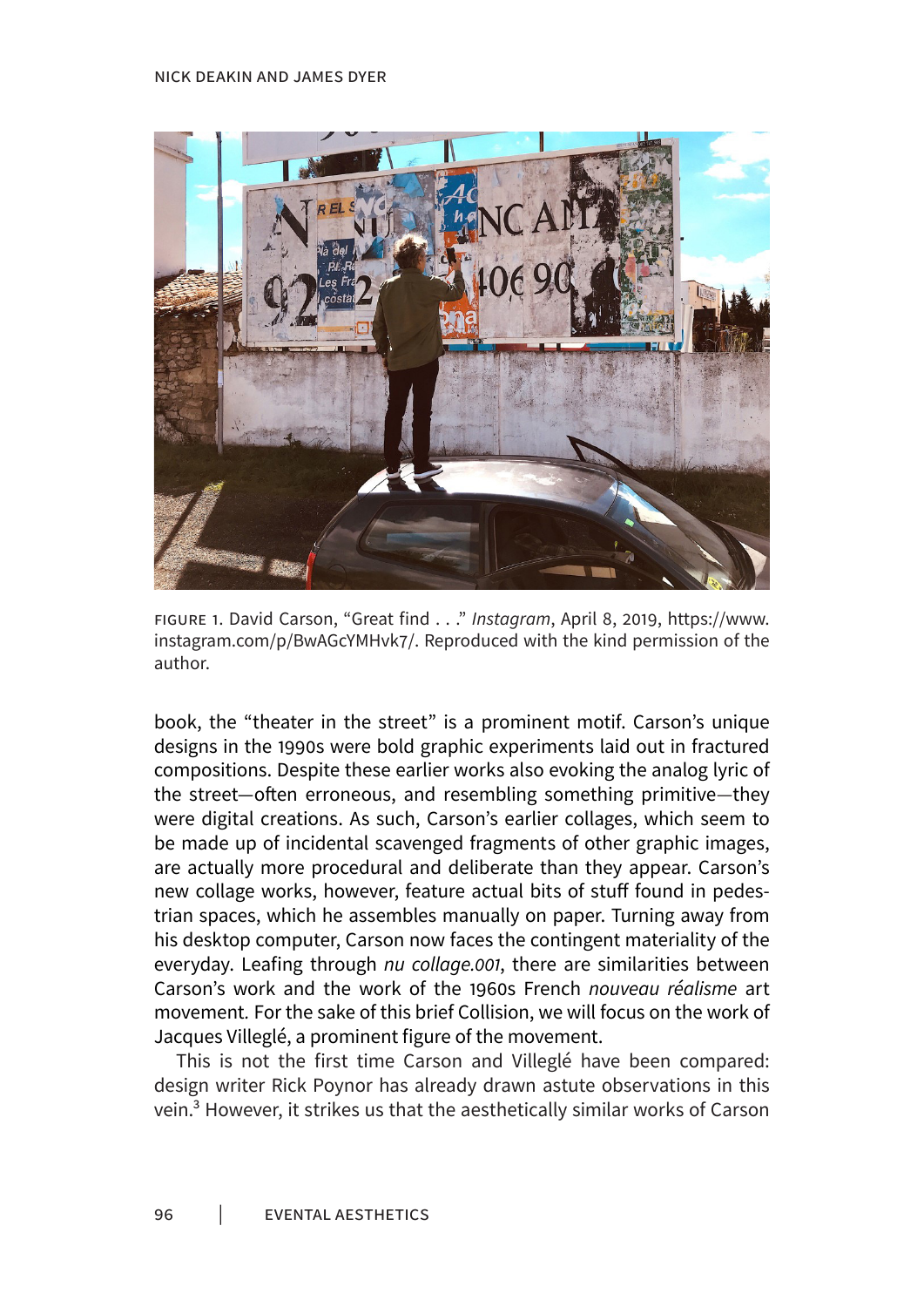FIGURE 1. David Carson, “Great find . . .” *Instagram*, April 8, 2019, https://www.instagram.com/p/BwAGcYMHvk7/. Reproduced with the kind permission of the author.

book, the “theater in the street” is a prominent motif. Carson’s unique designs in the 1990s were bold graphic experiments laid out in fractured compositions. Despite these earlier works also evoking the analog lyric of the street—often erroneous, and resembling something primitive—they were digital creations. As such, Carson’s earlier collages, which seem to be made up of incidental scavenged fragments of other graphic images, are actually more procedural and deliberate than they appear. Carson’s new collage works, however, feature actual bits of stuff found in pedestrian spaces, which he assembles manually on paper. Turning away from his desktop computer, Carson now faces the contingent materiality of the everyday. Leafing through *nu collage.001*, there are similarities between Carson’s work and the work of the 1960s French *nouveau réalisme* art movement. For the sake of this brief Collision, we will focus on the work of Jacques Villeglé, a prominent figure of the movement.

This is not the first time Carson and Villeglé have been compared: design writer Rick Poynor has already drawn astute observations in this vein.[3] However, it strikes us that the aesthetically similar works of Carson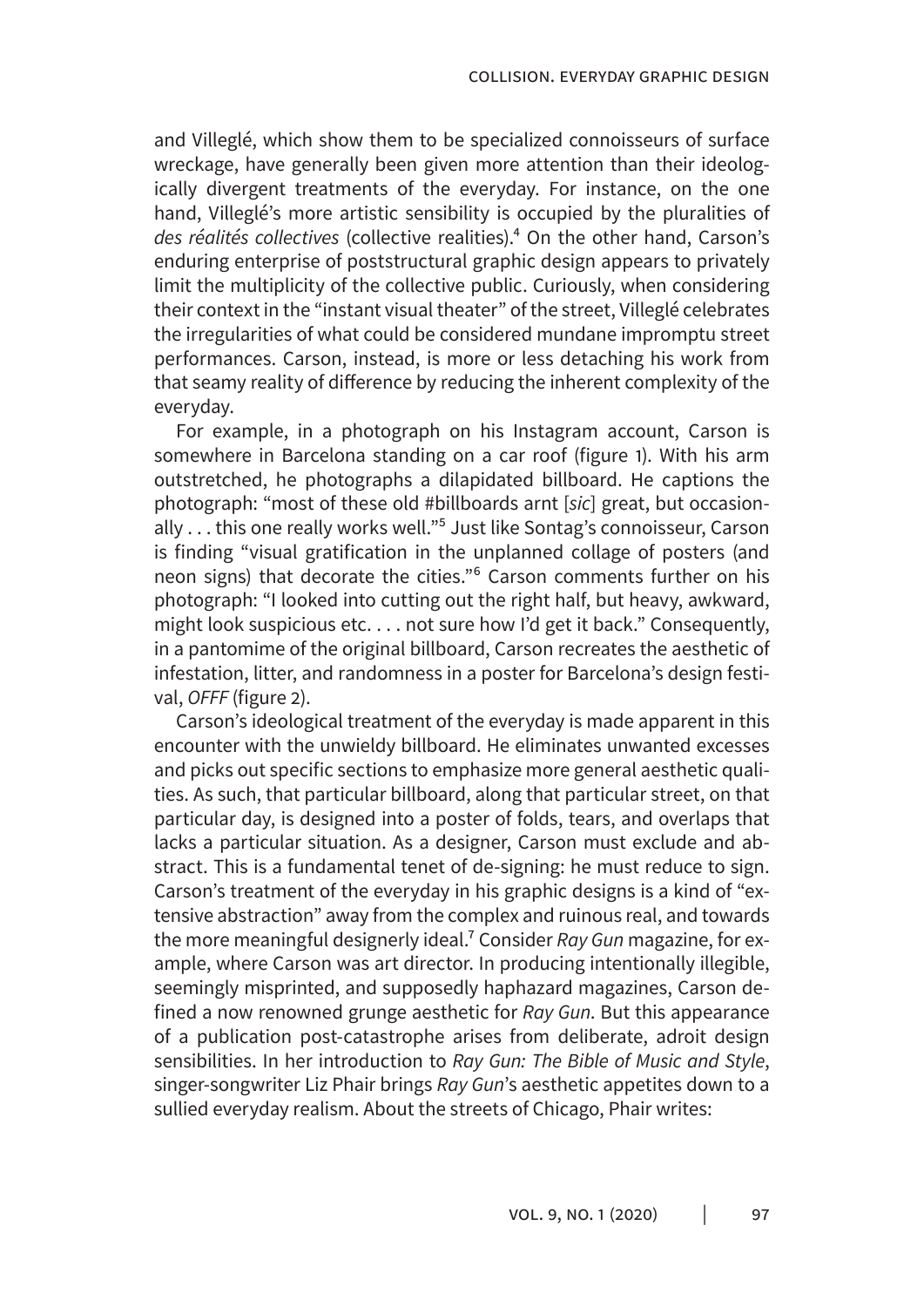and Villeglé, which show them to be specialized connoisseurs of surface wreckage, have generally been given more attention than their ideologically divergent treatments of the everyday. For instance, on the one hand, Villeglé's more artistic sensibility is occupied by the pluralities of *des réalités collectives* (collective realities).[4] On the other hand, Carson's enduring enterprise of poststructural graphic design appears to privately limit the multiplicity of the collective public. Curiously, when considering their context in the "instant visual theater" of the street, Villeglé celebrates the irregularities of what could be considered mundane impromptu street performances. Carson, instead, is more or less detaching his work from that seamy reality of difference by reducing the inherent complexity of the everyday.

For example, in a photograph on his Instagram account, Carson is somewhere in Barcelona standing on a car roof (figure 1). With his arm outstretched, he photographs a dilapidated billboard. He captions the photograph: "most of these old #billboards arnt [*sic*] great, but occasionally . . . this one really works well."[5] Just like Sontag's connoisseur, Carson is finding "visual gratification in the unplanned collage of posters (and neon signs) that decorate the cities."[6] Carson comments further on his photograph: "I looked into cutting out the right half, but heavy, awkward, might look suspicious etc. . . . not sure how I'd get it back." Consequently, in a pantomime of the original billboard, Carson recreates the aesthetic of infestation, litter, and randomness in a poster for Barcelona's design festival, *OFFF* (figure 2).

Carson's ideological treatment of the everyday is made apparent in this encounter with the unwieldy billboard. He eliminates unwanted excesses and picks out specific sections to emphasize more general aesthetic qualities. As such, that particular billboard, along that particular street, on that particular day, is designed into a poster of folds, tears, and overlaps that lacks a particular situation. As a designer, Carson must exclude and abstract. This is a fundamental tenet of de-signing: he must reduce to sign. Carson's treatment of the everyday in his graphic designs is a kind of "extensive abstraction" away from the complex and ruinous real, and towards the more meaningful designerly ideal.[7] Consider *Ray Gun* magazine, for example, where Carson was art director. In producing intentionally illegible, seemingly misprinted, and supposedly haphazard magazines, Carson defined a now renowned grunge aesthetic for *Ray Gun*. But this appearance of a publication post-catastrophe arises from deliberate, adroit design sensibilities. In her introduction to *Ray Gun: The Bible of Music and Style*, singer-songwriter Liz Phair brings *Ray Gun*'s aesthetic appetites down to a sullied everyday realism. About the streets of Chicago, Phair writes: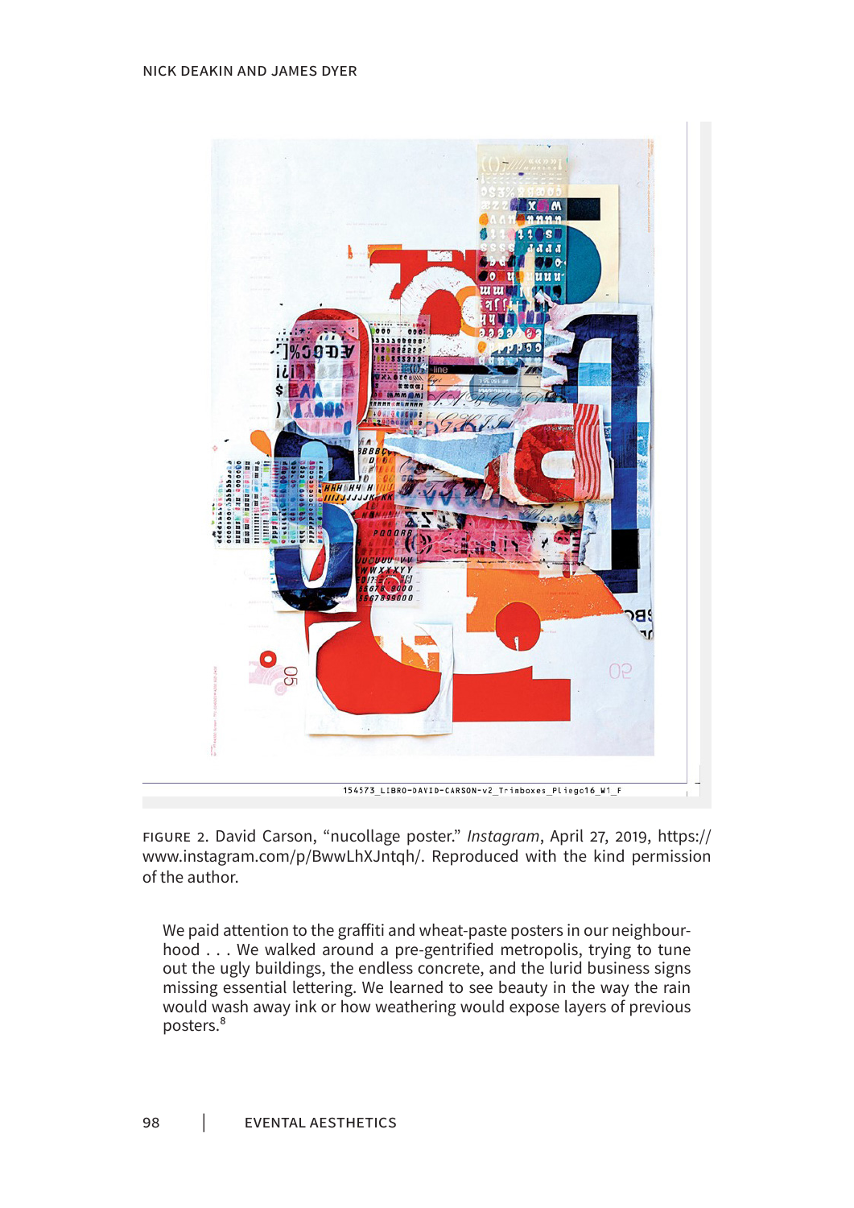FIGURE 2. David Carson, “nucollage poster.” *Instagram*, April 27, 2019, https://www.instagram.com/p/BwwLhXJntqh/. Reproduced with the kind permission of the author.

> We paid attention to the graffiti and wheat-paste posters in our neighbourhood . . . We walked around a pre-gentrified metropolis, trying to tune out the ugly buildings, the endless concrete, and the lurid business signs missing essential lettering. We learned to see beauty in the way the rain would wash away ink or how weathering would expose layers of previous posters.[8]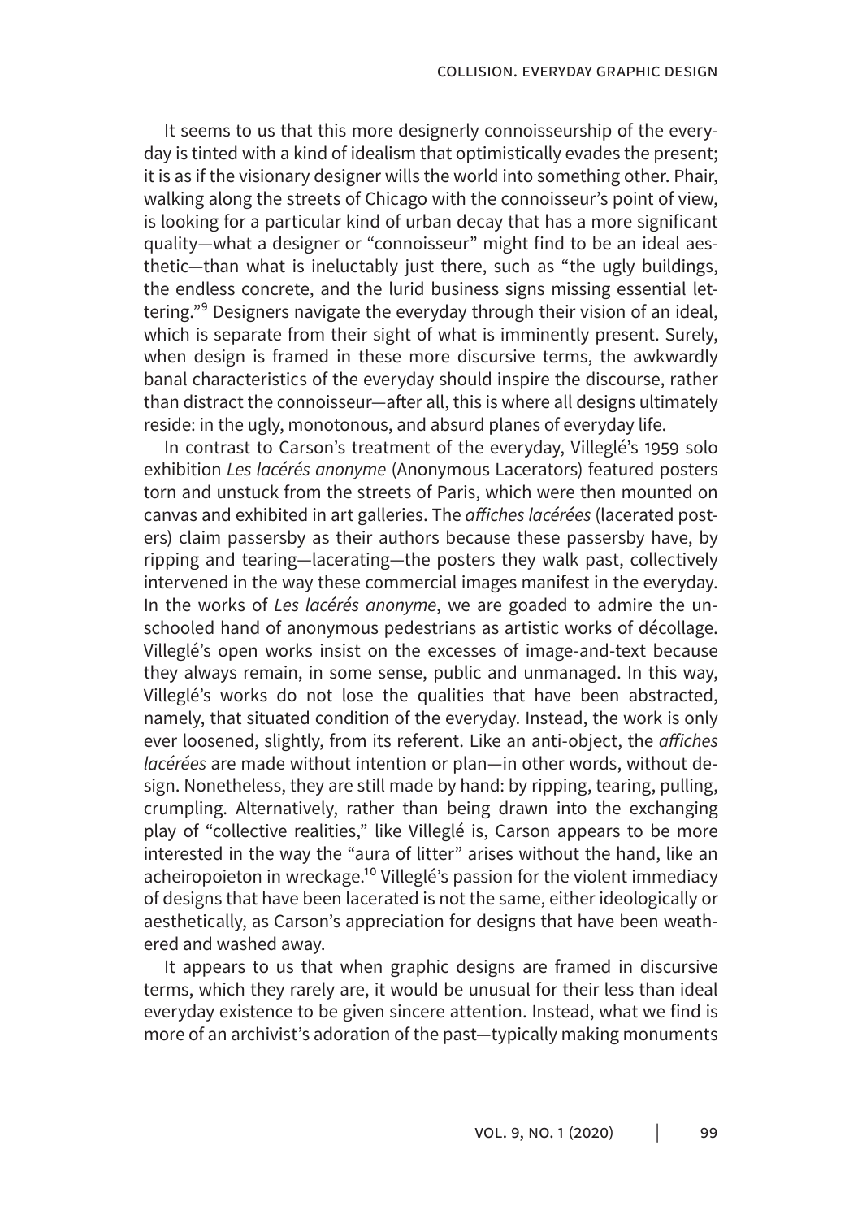It seems to us that this more designerly connoisseurship of the everyday is tinted with a kind of idealism that optimistically evades the present; it is as if the visionary designer wills the world into something other. Phair, walking along the streets of Chicago with the connoisseur's point of view, is looking for a particular kind of urban decay that has a more significant quality—what a designer or "connoisseur" might find to be an ideal aesthetic—than what is ineluctably just there, such as "the ugly buildings, the endless concrete, and the lurid business signs missing essential lettering."[9] Designers navigate the everyday through their vision of an ideal, which is separate from their sight of what is imminently present. Surely, when design is framed in these more discursive terms, the awkwardly banal characteristics of the everyday should inspire the discourse, rather than distract the connoisseur—after all, this is where all designs ultimately reside: in the ugly, monotonous, and absurd planes of everyday life.

In contrast to Carson's treatment of the everyday, Villeglé's 1959 solo exhibition *Les lacérés anonyme* (Anonymous Lacerators) featured posters torn and unstuck from the streets of Paris, which were then mounted on canvas and exhibited in art galleries. The *affiches lacérées* (lacerated posters) claim passersby as their authors because these passersby have, by ripping and tearing—lacerating—the posters they walk past, collectively intervened in the way these commercial images manifest in the everyday. In the works of *Les lacérés anonyme*, we are goaded to admire the unschooled hand of anonymous pedestrians as artistic works of décollage. Villeglé's open works insist on the excesses of image-and-text because they always remain, in some sense, public and unmanaged. In this way, Villeglé's works do not lose the qualities that have been abstracted, namely, that situated condition of the everyday. Instead, the work is only ever loosened, slightly, from its referent. Like an anti-object, the *affiches lacérées* are made without intention or plan—in other words, without design. Nonetheless, they are still made by hand: by ripping, tearing, pulling, crumpling. Alternatively, rather than being drawn into the exchanging play of "collective realities," like Villeglé is, Carson appears to be more interested in the way the "aura of litter" arises without the hand, like an acheiropoieton in wreckage.[10] Villeglé's passion for the violent immediacy of designs that have been lacerated is not the same, either ideologically or aesthetically, as Carson's appreciation for designs that have been weathered and washed away.

It appears to us that when graphic designs are framed in discursive terms, which they rarely are, it would be unusual for their less than ideal everyday existence to be given sincere attention. Instead, what we find is more of an archivist's adoration of the past—typically making monuments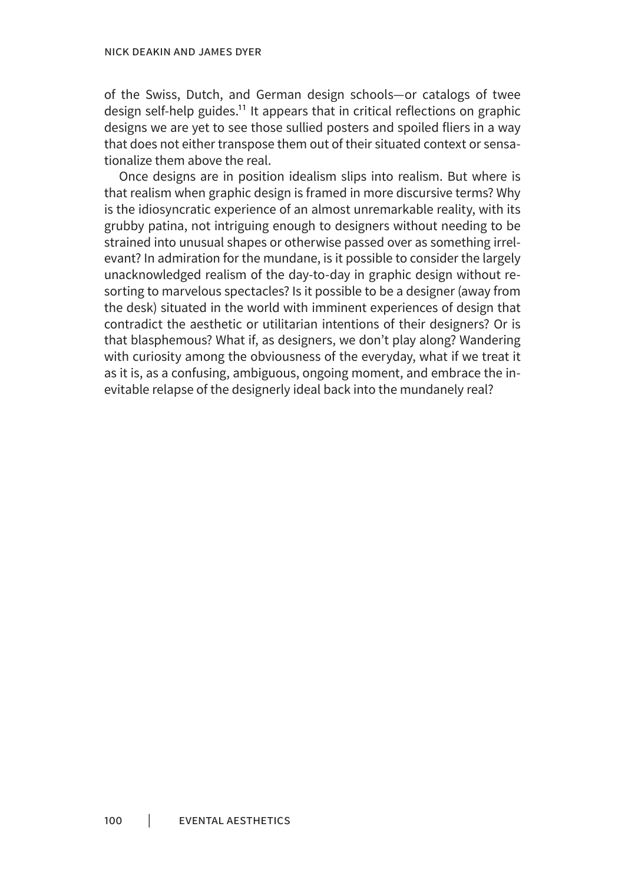of the Swiss, Dutch, and German design schools—or catalogs of twee design self-help guides.[11] It appears that in critical reflections on graphic designs we are yet to see those sullied posters and spoiled fliers in a way that does not either transpose them out of their situated context or sensationalize them above the real.

Once designs are in position idealism slips into realism. But where is that realism when graphic design is framed in more discursive terms? Why is the idiosyncratic experience of an almost unremarkable reality, with its grubby patina, not intriguing enough to designers without needing to be strained into unusual shapes or otherwise passed over as something irrelevant? In admiration for the mundane, is it possible to consider the largely unacknowledged realism of the day-to-day in graphic design without resorting to marvelous spectacles? Is it possible to be a designer (away from the desk) situated in the world with imminent experiences of design that contradict the aesthetic or utilitarian intentions of their designers? Or is that blasphemous? What if, as designers, we don't play along? Wandering with curiosity among the obviousness of the everyday, what if we treat it as it is, as a confusing, ambiguous, ongoing moment, and embrace the inevitable relapse of the designerly ideal back into the mundanely real?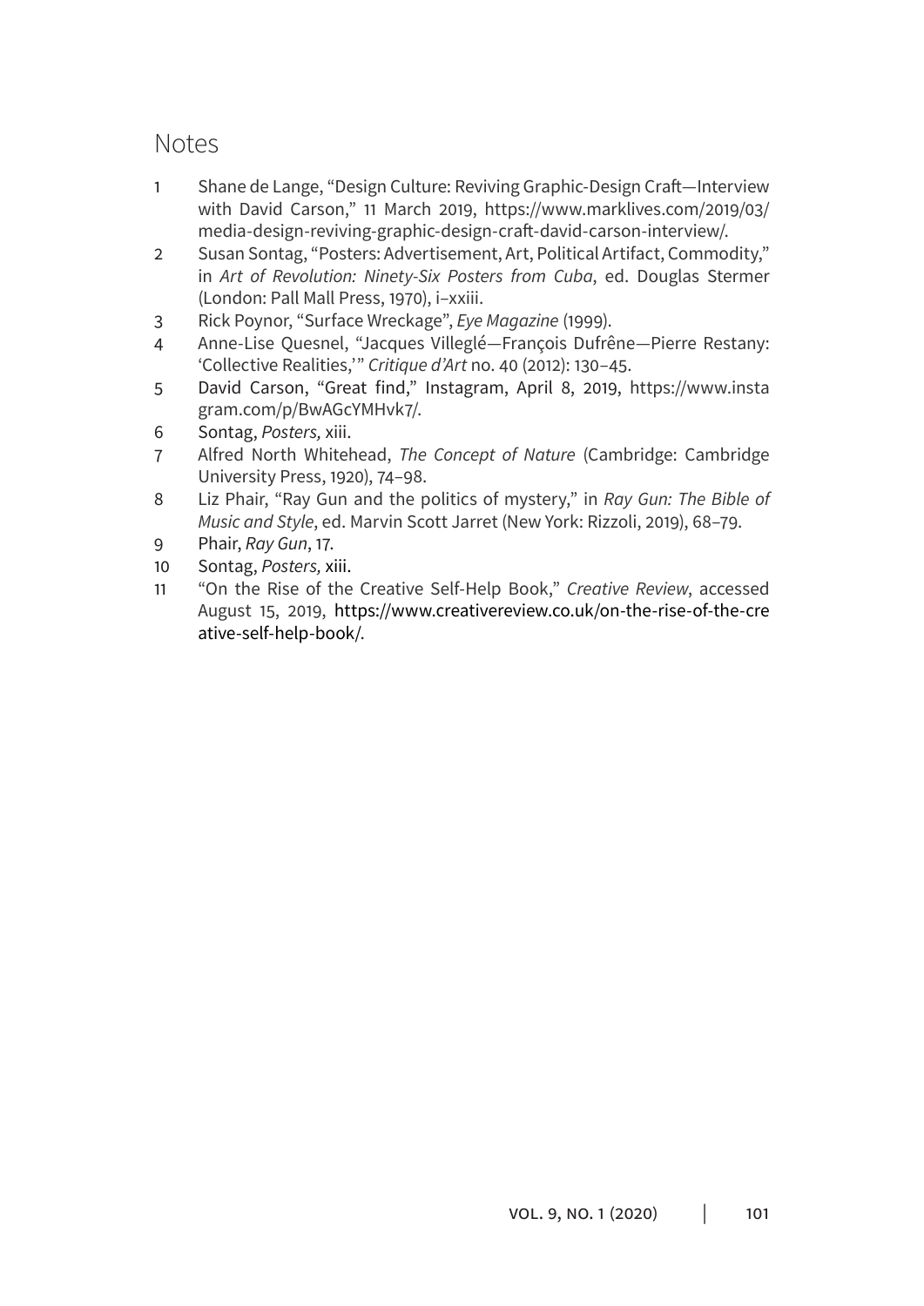## Notes

1. Shane de Lange, "Design Culture: Reviving Graphic-Design Craft—Interview with David Carson," 11 March 2019, https://www.marklives.com/2019/03/media-design-reviving-graphic-design-craft-david-carson-interview/.
2. Susan Sontag, "Posters: Advertisement, Art, Political Artifact, Commodity," in *Art of Revolution: Ninety-Six Posters from Cuba*, ed. Douglas Stermer (London: Pall Mall Press, 1970), i–xxiii.
3. Rick Poynor, "Surface Wreckage", *Eye Magazine* (1999).
4. Anne-Lise Quesnel, "Jacques Villeglé—François Dufrêne—Pierre Restany: 'Collective Realities,'" *Critique d'Art* no. 40 (2012): 130–45.
5. David Carson, "Great find," Instagram, April 8, 2019, https://www.instagram.com/p/BwAGcYMHvk7/.
6. Sontag, *Posters,* xiii.
7. Alfred North Whitehead, *The Concept of Nature* (Cambridge: Cambridge University Press, 1920), 74–98.
8. Liz Phair, "Ray Gun and the politics of mystery," in *Ray Gun: The Bible of Music and Style*, ed. Marvin Scott Jarret (New York: Rizzoli, 2019), 68–79.
9. Phair, *Ray Gun*, 17.
10. Sontag, *Posters,* xiii.
11. "On the Rise of the Creative Self-Help Book," *Creative Review*, accessed August 15, 2019, https://www.creativereview.co.uk/on-the-rise-of-the-creative-self-help-book/.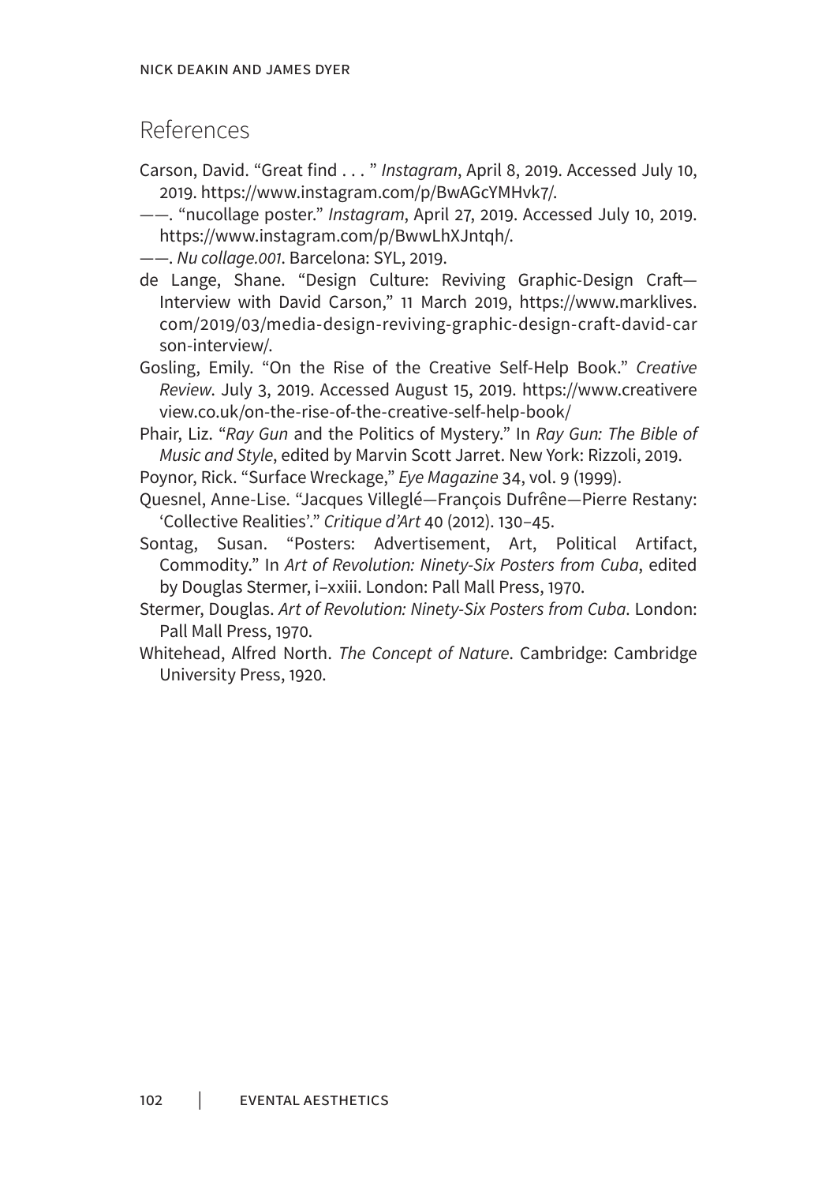## References

Carson, David. "Great find . . . " *Instagram*, April 8, 2019. Accessed July 10, 2019. https://www.instagram.com/p/BwAGcYMHvk7/.

——. "nucollage poster." *Instagram*, April 27, 2019. Accessed July 10, 2019. https://www.instagram.com/p/BwwLhXJntqh/.

——. *Nu collage.001*. Barcelona: SYL, 2019.

de Lange, Shane. "Design Culture: Reviving Graphic-Design Craft—Interview with David Carson," 11 March 2019, https://www.marklives.com/2019/03/media-design-reviving-graphic-design-craft-david-carson-interview/.

Gosling, Emily. "On the Rise of the Creative Self-Help Book." *Creative Review*. July 3, 2019. Accessed August 15, 2019. https://www.creativereview.co.uk/on-the-rise-of-the-creative-self-help-book/

Phair, Liz. "*Ray Gun* and the Politics of Mystery." In *Ray Gun: The Bible of Music and Style*, edited by Marvin Scott Jarret. New York: Rizzoli, 2019.

Poynor, Rick. "Surface Wreckage," *Eye Magazine* 34, vol. 9 (1999).

Quesnel, Anne-Lise. "Jacques Villeglé—François Dufrêne—Pierre Restany: 'Collective Realities'." *Critique d'Art* 40 (2012). 130–45.

Sontag, Susan. "Posters: Advertisement, Art, Political Artifact, Commodity." In *Art of Revolution: Ninety-Six Posters from Cuba*, edited by Douglas Stermer, i–xxiii. London: Pall Mall Press, 1970.

Stermer, Douglas. *Art of Revolution: Ninety-Six Posters from Cuba*. London: Pall Mall Press, 1970.

Whitehead, Alfred North. *The Concept of Nature*. Cambridge: Cambridge University Press, 1920.